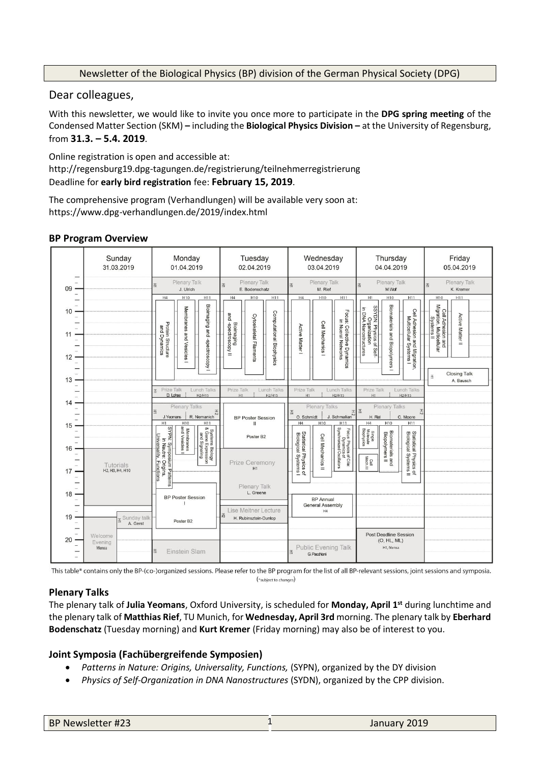Newsletter of the Biological Physics (BP) division of the German Physical Society (DPG)

Dear colleagues,

With this newsletter, we would like to invite you once more to participate in the **DPG spring meeting** of the Condensed Matter Section (SKM) **–** including the **Biological Physics Division –** at the University of Regensburg, from **31.3. – 5.4. 2019**.

Online registration is open and accessible at:
http://regensburg19.dpg-tagungen.de/registrierung/teilnehmerregistrierung
Deadline for **early bird registration** fee: **February 15, 2019**.

The comprehensive program (Verhandlungen) will be available very soon at:
https://www.dpg-verhandlungen.de/2019/index.html

## BP Program Overview

| Time | Sunday 31.03.2019 | Monday 01.04.2019 | Tuesday 02.04.2019 | Wednesday 03.04.2019 | Thursday 04.04.2019 | Friday 05.04.2019 |
|---|---|---|---|---|---|---|
| 09 | | H1 Plenary Talk J. Ulrich | H1 Plenary Talk E. Bodenschatz | H1 Plenary Talk M. Rief | H1 Plenary Talk M.Wolf | H1 Plenary Talk K. Kremer |
| 10–12 | | H4: Protein Structure and Dynamics; H10: Membranes and Vesicles I; H11: Bioimaging and -spectroscopy I | H4: Bioimaging and -spectroscopy II; H10: Cytoskeletal Filaments; H11: Computational Biophysics | H4: Active Matter I; H10: Cell Mechanics I; H11: Focus: Collective Dynamics in Nueral Networks | H1: SYDN: Physics of Self-Organization in DNA Nanostructures; H10: Biomaterials and Biopolymers I; H11: Cell Adhesion and Migration, Multicellular Systems I | H10: Cell Adhesion and Migration, Multicellular Systems II; H11: Active Matter II |
| 13 | | H1 Prize Talk D. Lohse; Lunch Talks H2/H15 | Prize Talk H1; Lunch Talks H2/H15 | Prize Talk H1; Lunch Talks H2/H15 | Prize Talk H1; Lunch Talks H2/H15 | H1 Closing Talk A. Bausch |
| 14 | | Plenary Talks: H1 J.Yeomans; H2 R. Nemanich | BP Poster Session II (Poster B2) | Plenary Talks: H1 O. Schmidt; H2 J. Schmalian | Plenary Talks: H1 H. Riel; H2 C. Moore | |
| 15–17 | Tutorials H2, H3, H4, H10 | H1: SYPN: Symposium Patterns in Nature: Origins, Universality, Functions; H10: Membranes and Vesicles II; H11: Systems Biology & Gene Expression and Signaling | Prize Ceremony H1 | H4: Statistical Physics of Biological Systems I; H10: Cell Mechanics II; H11: Focus: Physics of Ciliar Dynamics of Synchronized Oscillators | H4: Single Molecule Biophysics; Cell Mech III; H10: Biomaterials and Biopolymers II; H11: Statistical Physics of Biological Systems II | |
| 18 | | BP Poster Session I | Plenary Talk L. Greene | BP Annual General Assembly H4 | | |
| 19 | H1 Sunday talk A. Gerst | Poster B2 | H2 Lise Meitner Lecture H. Rubinsztein-Dunlop | | | |
| 20 | Welcome Evening Mensa | H1 Einstein Slam | | H1 Public Evening Talk G.Pacchioni | Post Deadline Session (O, HL, ML) H1, Mensa | |

This table* contains only the BP-(co-)organized sessions. Please refer to the BP program for the list of all BP-relevant sessions, joint sessions and symposia. (*subject to changes)

### Plenary Talks

The plenary talk of **Julia Yeomans**, Oxford University, is scheduled for **Monday, April 1st** during lunchtime and the plenary talk of **Matthias Rief**, TU Munich, for **Wednesday, April 3rd** morning. The plenary talk by **Eberhard Bodenschatz** (Tuesday morning) and **Kurt Kremer** (Friday morning) may also be of interest to you.

### Joint Symposia (Fachübergreifende Symposien)

- *Patterns in Nature: Origins, Universality, Functions,* (SYPN), organized by the DY division
- *Physics of Self-Organization in DNA Nanostructures* (SYDN), organized by the CPP division.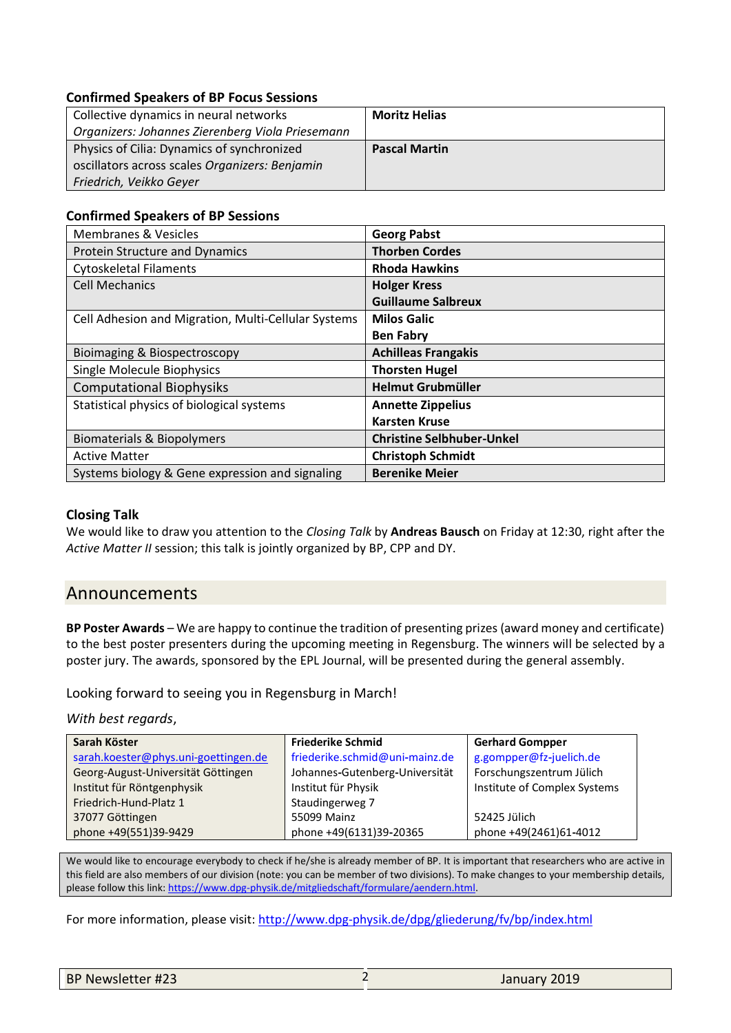### Confirmed Speakers of BP Focus Sessions

| | |
|---|---|
| Collective dynamics in neural networks *Organizers: Johannes Zierenberg Viola Priesemann* | **Moritz Helias** |
| Physics of Cilia: Dynamics of synchronized oscillators across scales *Organizers: Benjamin Friedrich, Veikko Geyer* | **Pascal Martin** |

### Confirmed Speakers of BP Sessions

| | |
|---|---|
| Membranes & Vesicles | **Georg Pabst** |
| Protein Structure and Dynamics | **Thorben Cordes** |
| Cytoskeletal Filaments | **Rhoda Hawkins** |
| Cell Mechanics | **Holger Kress**<br>**Guillaume Salbreux** |
| Cell Adhesion and Migration, Multi-Cellular Systems | **Milos Galic**<br>**Ben Fabry** |
| Bioimaging & Biospectroscopy | **Achilleas Frangakis** |
| Single Molecule Biophysics | **Thorsten Hugel** |
| Computational Biophysiks | **Helmut Grubmüller** |
| Statistical physics of biological systems | **Annette Zippelius**<br>**Karsten Kruse** |
| Biomaterials & Biopolymers | **Christine Selbhuber-Unkel** |
| Active Matter | **Christoph Schmidt** |
| Systems biology & Gene expression and signaling | **Berenike Meier** |

### Closing Talk

We would like to draw you attention to the *Closing Talk* by **Andreas Bausch** on Friday at 12:30, right after the *Active Matter II* session; this talk is jointly organized by BP, CPP and DY.

## Announcements

**BP Poster Awards** – We are happy to continue the tradition of presenting prizes (award money and certificate) to the best poster presenters during the upcoming meeting in Regensburg. The winners will be selected by a poster jury. The awards, sponsored by the EPL Journal, will be presented during the general assembly.

Looking forward to seeing you in Regensburg in March!

*With best regards*,

| **Sarah Köster** | **Friederike Schmid** | **Gerhard Gompper** |
|---|---|---|
| sarah.koester@phys.uni-goettingen.de | friederike.schmid@uni-mainz.de | g.gompper@fz-juelich.de |
| Georg-August-Universität Göttingen | Johannes-Gutenberg-Universität | Forschungszentrum Jülich |
| Institut für Röntgenphysik | Institut für Physik | Institute of Complex Systems |
| Friedrich-Hund-Platz 1 | Staudingerweg 7 | |
| 37077 Göttingen | 55099 Mainz | 52425 Jülich |
| phone +49(551)39-9429 | phone +49(6131)39-20365 | phone +49(2461)61-4012 |

We would like to encourage everybody to check if he/she is already member of BP. It is important that researchers who are active in this field are also members of our division (note: you can be members of two divisions). To make changes to your membership details, please follow this link: https://www.dpg-physik.de/mitgliedschaft/formulare/aendern.html.

For more information, please visit: http://www.dpg-physik.de/dpg/gliederung/fv/bp/index.html